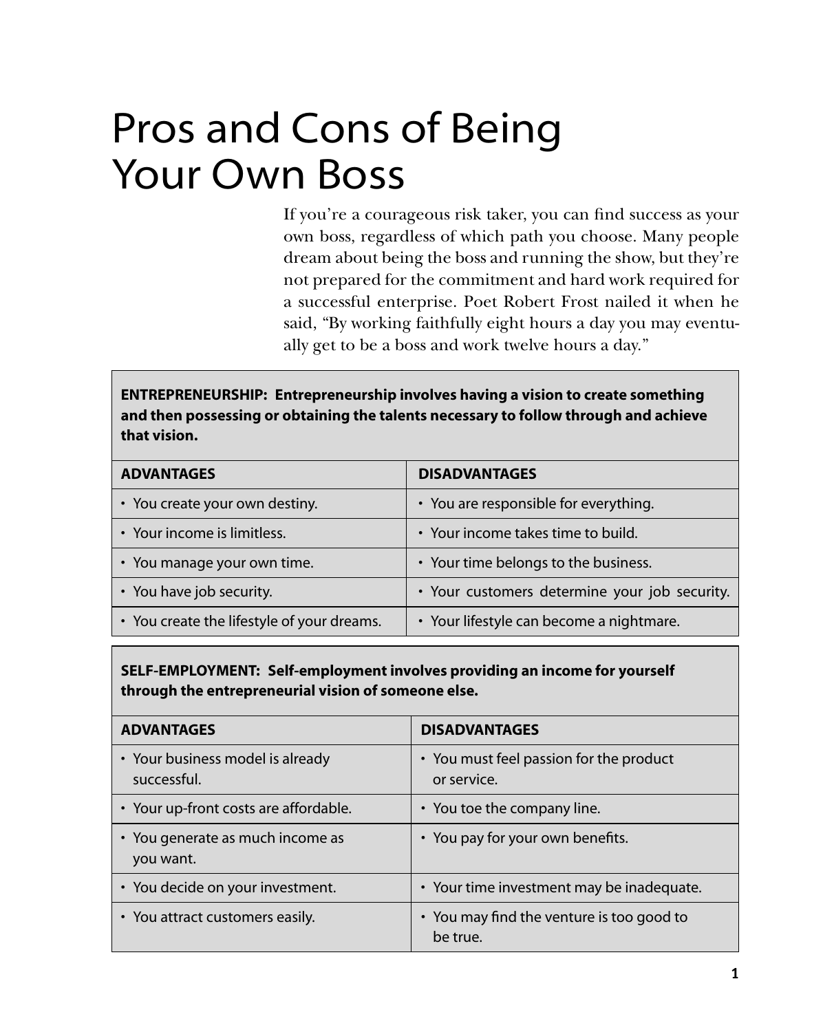# Pros and Cons of Being Your Own Boss

If you're a courageous risk taker, you can find success as your own boss, regardless of which path you choose. Many people dream about being the boss and running the show, but they're not prepared for the commitment and hard work required for a successful enterprise. Poet Robert Frost nailed it when he said, "By working faithfully eight hours a day you may eventually get to be a boss and work twelve hours a day."

**ENTREPRENEURSHIP: Entrepreneurship involves having a vision to create something and then possessing or obtaining the talents necessary to follow through and achieve that vision.**

| **ADVANTAGES** | **DISADVANTAGES** |
| --- | --- |
| • You create your own destiny. | • You are responsible for everything. |
| • Your income is limitless. | • Your income takes time to build. |
| • You manage your own time. | • Your time belongs to the business. |
| • You have job security. | • Your customers determine your job security. |
| • You create the lifestyle of your dreams. | • Your lifestyle can become a nightmare. |

**SELF-EMPLOYMENT: Self-employment involves providing an income for yourself through the entrepreneurial vision of someone else.**

| **ADVANTAGES** | **DISADVANTAGES** |
| --- | --- |
| • Your business model is already successful. | • You must feel passion for the product or service. |
| • Your up-front costs are affordable. | • You toe the company line. |
| • You generate as much income as you want. | • You pay for your own benefits. |
| • You decide on your investment. | • Your time investment may be inadequate. |
| • You attract customers easily. | • You may find the venture is too good to be true. |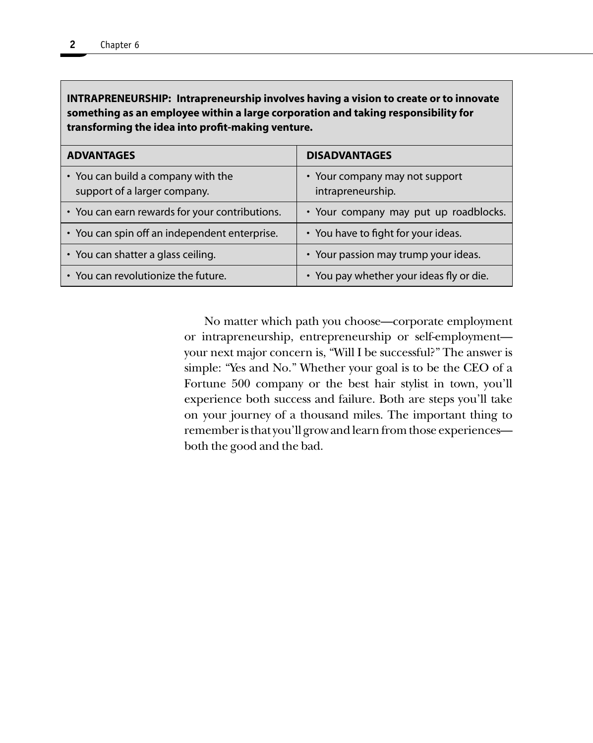**INTRAPRENEURSHIP: Intrapreneurship involves having a vision to create or to innovate something as an employee within a large corporation and taking responsibility for transforming the idea into profit-making venture.**

| **ADVANTAGES** | **DISADVANTAGES** |
|---|---|
| • You can build a company with the support of a larger company. | • Your company may not support intrapreneurship. |
| • You can earn rewards for your contributions. | • Your company may put up roadblocks. |
| • You can spin off an independent enterprise. | • You have to fight for your ideas. |
| • You can shatter a glass ceiling. | • Your passion may trump your ideas. |
| • You can revolutionize the future. | • You pay whether your ideas fly or die. |

No matter which path you choose—corporate employment or intrapreneurship, entrepreneurship or self-employment—your next major concern is, "Will I be successful?" The answer is simple: "Yes and No." Whether your goal is to be the CEO of a Fortune 500 company or the best hair stylist in town, you'll experience both success and failure. Both are steps you'll take on your journey of a thousand miles. The important thing to remember is that you'll grow and learn from those experiences—both the good and the bad.